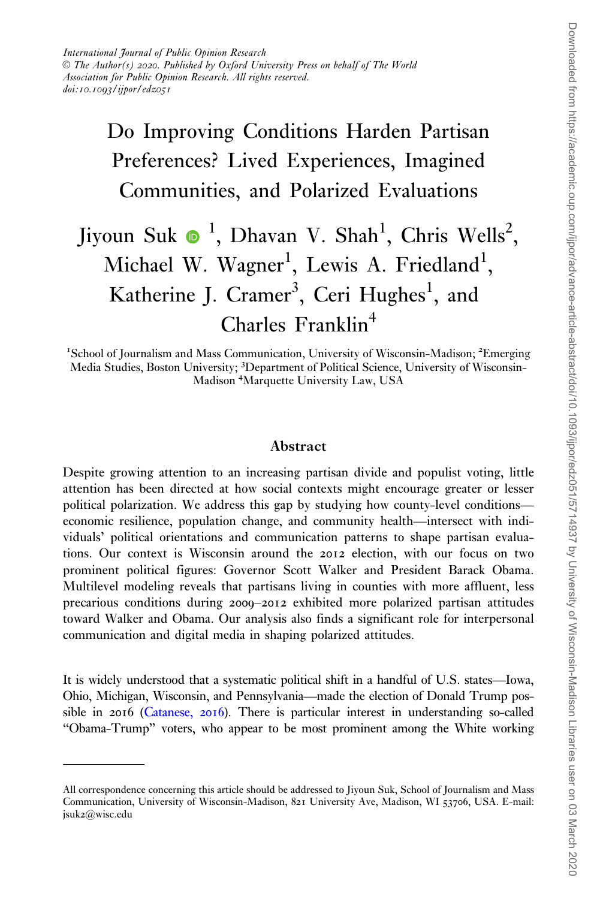International Journal of Public Opinion Research
© The Author(s) 2020. Published by Oxford University Press on behalf of The World Association for Public Opinion Research. All rights reserved.
doi:10.1093/ijpor/edz051

# Do Improving Conditions Harden Partisan Preferences? Lived Experiences, Imagined Communities, and Polarized Evaluations

Jiyoun Suk [1], Dhavan V. Shah[1], Chris Wells[2], Michael W. Wagner[1], Lewis A. Friedland[1], Katherine J. Cramer[3], Ceri Hughes[1], and Charles Franklin[4]

[1]School of Journalism and Mass Communication, University of Wisconsin-Madison; [2]Emerging Media Studies, Boston University; [3]Department of Political Science, University of Wisconsin-Madison [4]Marquette University Law, USA

## Abstract

Despite growing attention to an increasing partisan divide and populist voting, little attention has been directed at how social contexts might encourage greater or lesser political polarization. We address this gap by studying how county-level conditions—economic resilience, population change, and community health—intersect with individuals' political orientations and communication patterns to shape partisan evaluations. Our context is Wisconsin around the 2012 election, with our focus on two prominent political figures: Governor Scott Walker and President Barack Obama. Multilevel modeling reveals that partisans living in counties with more affluent, less precarious conditions during 2009–2012 exhibited more polarized partisan attitudes toward Walker and Obama. Our analysis also finds a significant role for interpersonal communication and digital media in shaping polarized attitudes.

It is widely understood that a systematic political shift in a handful of U.S. states—Iowa, Ohio, Michigan, Wisconsin, and Pennsylvania—made the election of Donald Trump possible in 2016 (Catanese, 2016). There is particular interest in understanding so-called "Obama-Trump" voters, who appear to be most prominent among the White working

All correspondence concerning this article should be addressed to Jiyoun Suk, School of Journalism and Mass Communication, University of Wisconsin-Madison, 821 University Ave, Madison, WI 53706, USA. E-mail: jsuk2@wisc.edu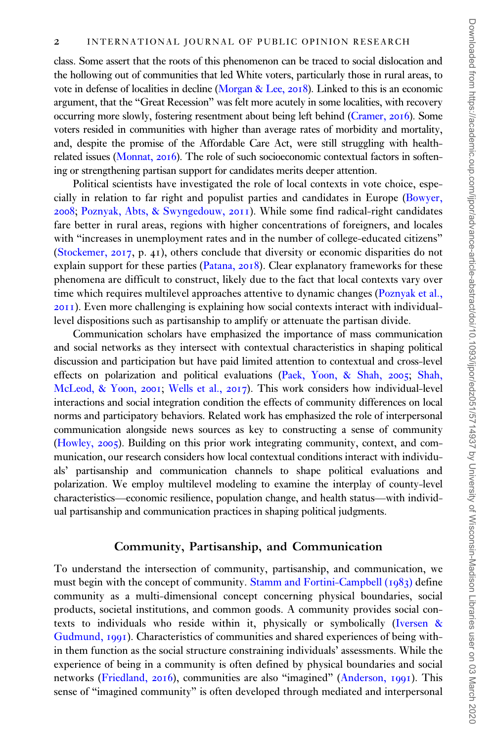class. Some assert that the roots of this phenomenon can be traced to social dislocation and the hollowing out of communities that led White voters, particularly those in rural areas, to vote in defense of localities in decline (Morgan & Lee, 2018). Linked to this is an economic argument, that the "Great Recession" was felt more acutely in some localities, with recovery occurring more slowly, fostering resentment about being left behind (Cramer, 2016). Some voters resided in communities with higher than average rates of morbidity and mortality, and, despite the promise of the Affordable Care Act, were still struggling with health-related issues (Monnat, 2016). The role of such socioeconomic contextual factors in softening or strengthening partisan support for candidates merits deeper attention.

Political scientists have investigated the role of local contexts in vote choice, especially in relation to far right and populist parties and candidates in Europe (Bowyer, 2008; Poznyak, Abts, & Swyngedouw, 2011). While some find radical-right candidates fare better in rural areas, regions with higher concentrations of foreigners, and locales with "increases in unemployment rates and in the number of college-educated citizens" (Stockemer, 2017, p. 41), others conclude that diversity or economic disparities do not explain support for these parties (Patana, 2018). Clear explanatory frameworks for these phenomena are difficult to construct, likely due to the fact that local contexts vary over time which requires multilevel approaches attentive to dynamic changes (Poznyak et al., 2011). Even more challenging is explaining how social contexts interact with individual-level dispositions such as partisanship to amplify or attenuate the partisan divide.

Communication scholars have emphasized the importance of mass communication and social networks as they intersect with contextual characteristics in shaping political discussion and participation but have paid limited attention to contextual and cross-level effects on polarization and political evaluations (Paek, Yoon, & Shah, 2005; Shah, McLeod, & Yoon, 2001; Wells et al., 2017). This work considers how individual-level interactions and social integration condition the effects of community differences on local norms and participatory behaviors. Related work has emphasized the role of interpersonal communication alongside news sources as key to constructing a sense of community (Howley, 2005). Building on this prior work integrating community, context, and communication, our research considers how local contextual conditions interact with individuals' partisanship and communication channels to shape political evaluations and polarization. We employ multilevel modeling to examine the interplay of county-level characteristics—economic resilience, population change, and health status—with individual partisanship and communication practices in shaping political judgments.

## Community, Partisanship, and Communication

To understand the intersection of community, partisanship, and communication, we must begin with the concept of community. Stamm and Fortini-Campbell (1983) define community as a multi-dimensional concept concerning physical boundaries, social products, societal institutions, and common goods. A community provides social contexts to individuals who reside within it, physically or symbolically (Iversen & Gudmund, 1991). Characteristics of communities and shared experiences of being within them function as the social structure constraining individuals' assessments. While the experience of being in a community is often defined by physical boundaries and social networks (Friedland, 2016), communities are also "imagined" (Anderson, 1991). This sense of "imagined community" is often developed through mediated and interpersonal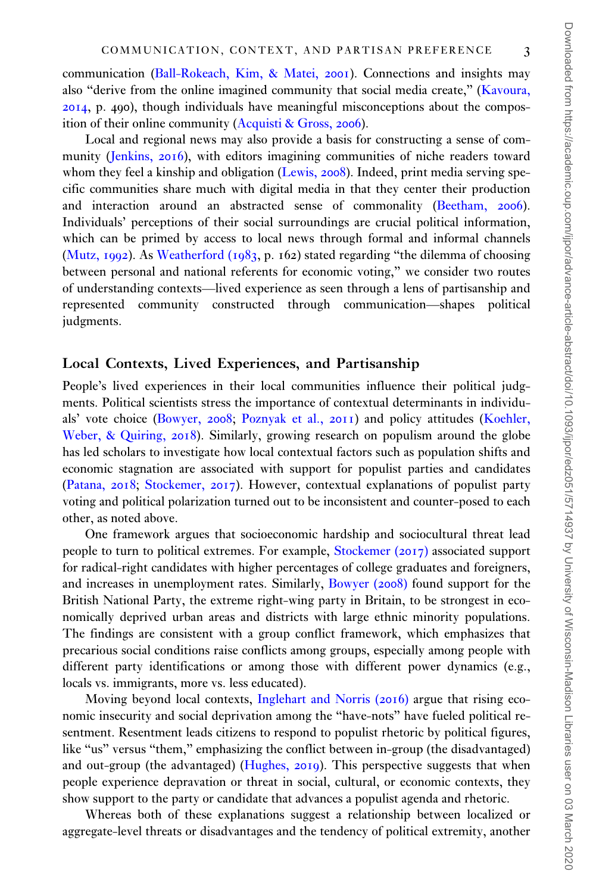communication (Ball-Rokeach, Kim, & Matei, 2001). Connections and insights may also "derive from the online imagined community that social media create," (Kavoura, 2014, p. 490), though individuals have meaningful misconceptions about the composition of their online community (Acquisti & Gross, 2006).

Local and regional news may also provide a basis for constructing a sense of community (Jenkins, 2016), with editors imagining communities of niche readers toward whom they feel a kinship and obligation (Lewis, 2008). Indeed, print media serving specific communities share much with digital media in that they center their production and interaction around an abstracted sense of commonality (Beetham, 2006). Individuals' perceptions of their social surroundings are crucial political information, which can be primed by access to local news through formal and informal channels (Mutz, 1992). As Weatherford (1983, p. 162) stated regarding "the dilemma of choosing between personal and national referents for economic voting," we consider two routes of understanding contexts—lived experience as seen through a lens of partisanship and represented community constructed through communication—shapes political judgments.

## Local Contexts, Lived Experiences, and Partisanship

People's lived experiences in their local communities influence their political judgments. Political scientists stress the importance of contextual determinants in individuals' vote choice (Bowyer, 2008; Poznyak et al., 2011) and policy attitudes (Koehler, Weber, & Quiring, 2018). Similarly, growing research on populism around the globe has led scholars to investigate how local contextual factors such as population shifts and economic stagnation are associated with support for populist parties and candidates (Patana, 2018; Stockemer, 2017). However, contextual explanations of populist party voting and political polarization turned out to be inconsistent and counter-posed to each other, as noted above.

One framework argues that socioeconomic hardship and sociocultural threat lead people to turn to political extremes. For example, Stockemer (2017) associated support for radical-right candidates with higher percentages of college graduates and foreigners, and increases in unemployment rates. Similarly, Bowyer (2008) found support for the British National Party, the extreme right-wing party in Britain, to be strongest in economically deprived urban areas and districts with large ethnic minority populations. The findings are consistent with a group conflict framework, which emphasizes that precarious social conditions raise conflicts among groups, especially among people with different party identifications or among those with different power dynamics (e.g., locals vs. immigrants, more vs. less educated).

Moving beyond local contexts, Inglehart and Norris (2016) argue that rising economic insecurity and social deprivation among the "have-nots" have fueled political resentment. Resentment leads citizens to respond to populist rhetoric by political figures, like "us" versus "them," emphasizing the conflict between in-group (the disadvantaged) and out-group (the advantaged) (Hughes, 2019). This perspective suggests that when people experience depravation or threat in social, cultural, or economic contexts, they show support to the party or candidate that advances a populist agenda and rhetoric.

Whereas both of these explanations suggest a relationship between localized or aggregate-level threats or disadvantages and the tendency of political extremity, another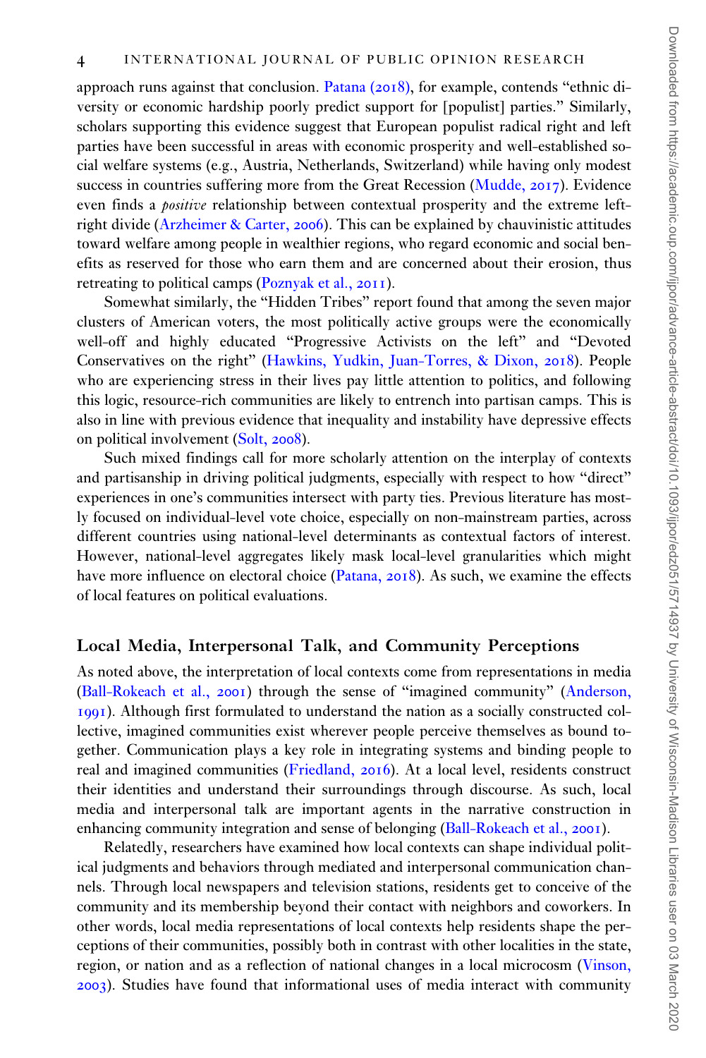approach runs against that conclusion. Patana (2018), for example, contends "ethnic diversity or economic hardship poorly predict support for [populist] parties." Similarly, scholars supporting this evidence suggest that European populist radical right and left parties have been successful in areas with economic prosperity and well-established social welfare systems (e.g., Austria, Netherlands, Switzerland) while having only modest success in countries suffering more from the Great Recession (Mudde, 2017). Evidence even finds a *positive* relationship between contextual prosperity and the extreme left-right divide (Arzheimer & Carter, 2006). This can be explained by chauvinistic attitudes toward welfare among people in wealthier regions, who regard economic and social benefits as reserved for those who earn them and are concerned about their erosion, thus retreating to political camps (Poznyak et al., 2011).

Somewhat similarly, the "Hidden Tribes" report found that among the seven major clusters of American voters, the most politically active groups were the economically well-off and highly educated "Progressive Activists on the left" and "Devoted Conservatives on the right" (Hawkins, Yudkin, Juan-Torres, & Dixon, 2018). People who are experiencing stress in their lives pay little attention to politics, and following this logic, resource-rich communities are likely to entrench into partisan camps. This is also in line with previous evidence that inequality and instability have depressive effects on political involvement (Solt, 2008).

Such mixed findings call for more scholarly attention on the interplay of contexts and partisanship in driving political judgments, especially with respect to how "direct" experiences in one's communities intersect with party ties. Previous literature has mostly focused on individual-level vote choice, especially on non-mainstream parties, across different countries using national-level determinants as contextual factors of interest. However, national-level aggregates likely mask local-level granularities which might have more influence on electoral choice (Patana, 2018). As such, we examine the effects of local features on political evaluations.

## Local Media, Interpersonal Talk, and Community Perceptions

As noted above, the interpretation of local contexts come from representations in media (Ball-Rokeach et al., 2001) through the sense of "imagined community" (Anderson, 1991). Although first formulated to understand the nation as a socially constructed collective, imagined communities exist wherever people perceive themselves as bound together. Communication plays a key role in integrating systems and binding people to real and imagined communities (Friedland, 2016). At a local level, residents construct their identities and understand their surroundings through discourse. As such, local media and interpersonal talk are important agents in the narrative construction in enhancing community integration and sense of belonging (Ball-Rokeach et al., 2001).

Relatedly, researchers have examined how local contexts can shape individual political judgments and behaviors through mediated and interpersonal communication channels. Through local newspapers and television stations, residents get to conceive of the community and its membership beyond their contact with neighbors and coworkers. In other words, local media representations of local contexts help residents shape the perceptions of their communities, possibly both in contrast with other localities in the state, region, or nation and as a reflection of national changes in a local microcosm (Vinson, 2003). Studies have found that informational uses of media interact with community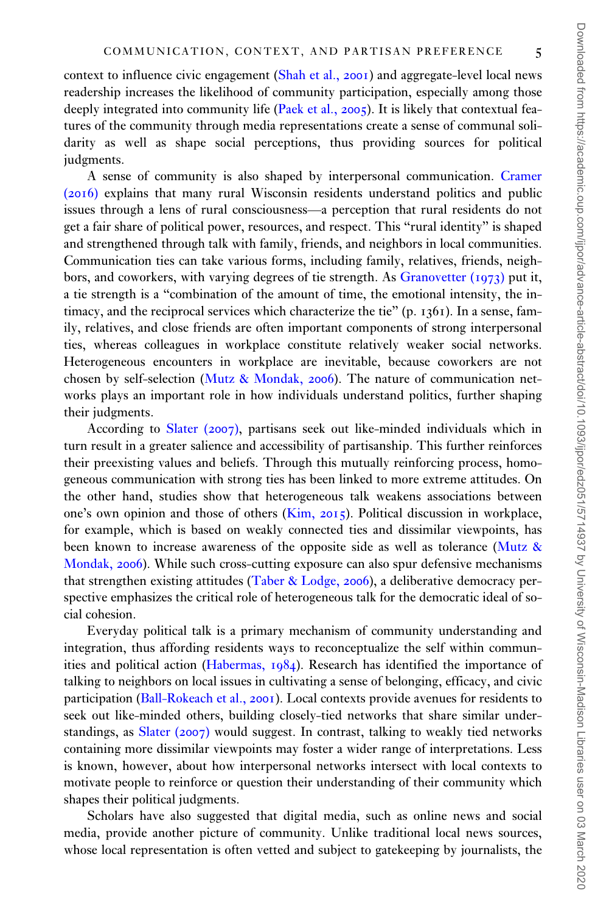context to influence civic engagement (Shah et al., 2001) and aggregate-level local news readership increases the likelihood of community participation, especially among those deeply integrated into community life (Paek et al., 2005). It is likely that contextual features of the community through media representations create a sense of communal solidarity as well as shape social perceptions, thus providing sources for political judgments.

A sense of community is also shaped by interpersonal communication. Cramer (2016) explains that many rural Wisconsin residents understand politics and public issues through a lens of rural consciousness—a perception that rural residents do not get a fair share of political power, resources, and respect. This "rural identity" is shaped and strengthened through talk with family, friends, and neighbors in local communities. Communication ties can take various forms, including family, relatives, friends, neighbors, and coworkers, with varying degrees of tie strength. As Granovetter (1973) put it, a tie strength is a "combination of the amount of time, the emotional intensity, the intimacy, and the reciprocal services which characterize the tie" (p. 1361). In a sense, family, relatives, and close friends are often important components of strong interpersonal ties, whereas colleagues in workplace constitute relatively weaker social networks. Heterogeneous encounters in workplace are inevitable, because coworkers are not chosen by self-selection (Mutz & Mondak, 2006). The nature of communication networks plays an important role in how individuals understand politics, further shaping their judgments.

According to Slater (2007), partisans seek out like-minded individuals which in turn result in a greater salience and accessibility of partisanship. This further reinforces their preexisting values and beliefs. Through this mutually reinforcing process, homogeneous communication with strong ties has been linked to more extreme attitudes. On the other hand, studies show that heterogeneous talk weakens associations between one's own opinion and those of others (Kim, 2015). Political discussion in workplace, for example, which is based on weakly connected ties and dissimilar viewpoints, has been known to increase awareness of the opposite side as well as tolerance (Mutz & Mondak, 2006). While such cross-cutting exposure can also spur defensive mechanisms that strengthen existing attitudes (Taber & Lodge, 2006), a deliberative democracy perspective emphasizes the critical role of heterogeneous talk for the democratic ideal of social cohesion.

Everyday political talk is a primary mechanism of community understanding and integration, thus affording residents ways to reconceptualize the self within communities and political action (Habermas, 1984). Research has identified the importance of talking to neighbors on local issues in cultivating a sense of belonging, efficacy, and civic participation (Ball-Rokeach et al., 2001). Local contexts provide avenues for residents to seek out like-minded others, building closely-tied networks that share similar understandings, as Slater (2007) would suggest. In contrast, talking to weakly tied networks containing more dissimilar viewpoints may foster a wider range of interpretations. Less is known, however, about how interpersonal networks intersect with local contexts to motivate people to reinforce or question their understanding of their community which shapes their political judgments.

Scholars have also suggested that digital media, such as online news and social media, provide another picture of community. Unlike traditional local news sources, whose local representation is often vetted and subject to gatekeeping by journalists, the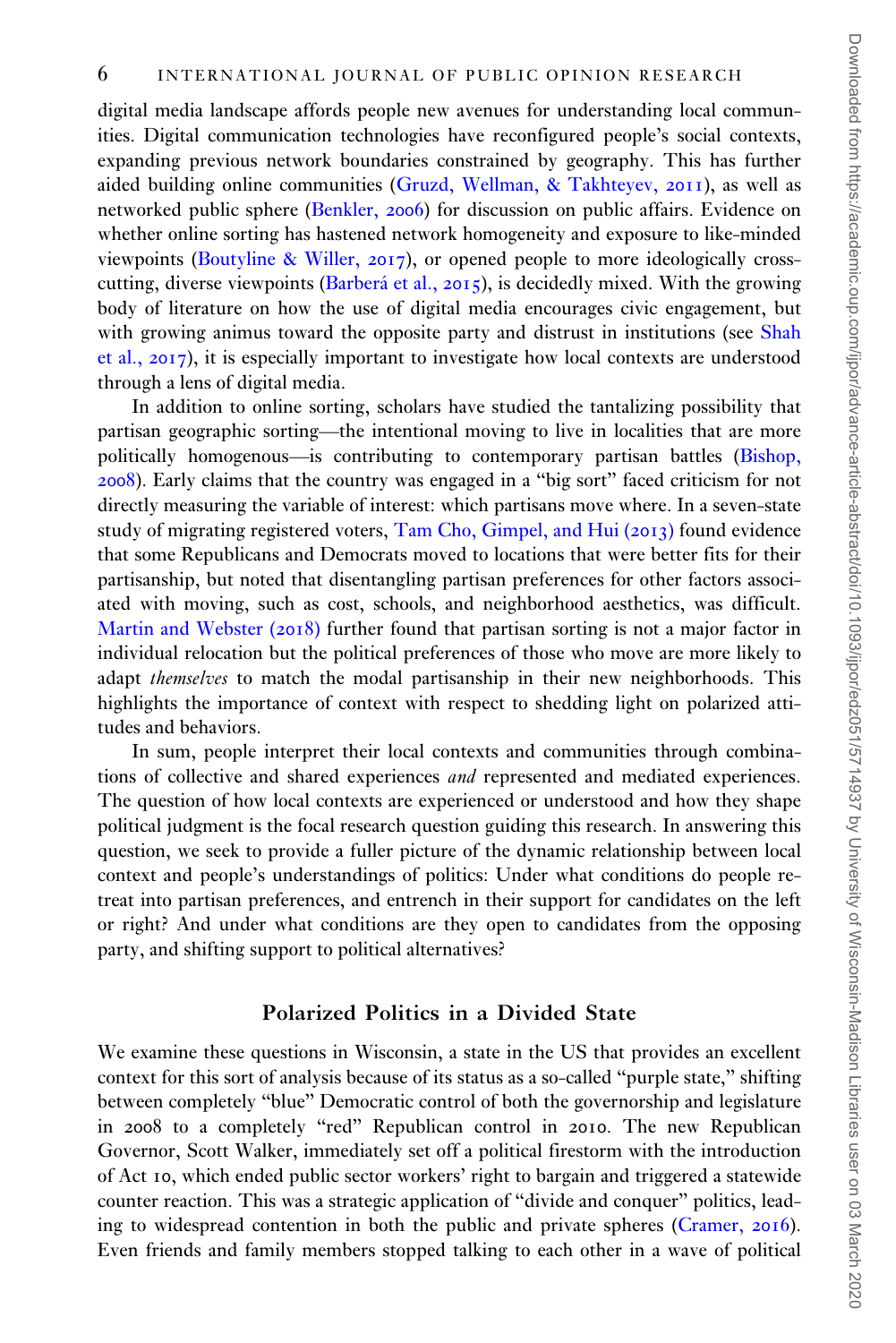digital media landscape affords people new avenues for understanding local communities. Digital communication technologies have reconfigured people's social contexts, expanding previous network boundaries constrained by geography. This has further aided building online communities (Gruzd, Wellman, & Takhteyev, 2011), as well as networked public sphere (Benkler, 2006) for discussion on public affairs. Evidence on whether online sorting has hastened network homogeneity and exposure to like-minded viewpoints (Boutyline & Willer, 2017), or opened people to more ideologically cross-cutting, diverse viewpoints (Barberá et al., 2015), is decidedly mixed. With the growing body of literature on how the use of digital media encourages civic engagement, but with growing animus toward the opposite party and distrust in institutions (see Shah et al., 2017), it is especially important to investigate how local contexts are understood through a lens of digital media.

In addition to online sorting, scholars have studied the tantalizing possibility that partisan geographic sorting—the intentional moving to live in localities that are more politically homogenous—is contributing to contemporary partisan battles (Bishop, 2008). Early claims that the country was engaged in a "big sort" faced criticism for not directly measuring the variable of interest: which partisans move where. In a seven-state study of migrating registered voters, Tam Cho, Gimpel, and Hui (2013) found evidence that some Republicans and Democrats moved to locations that were better fits for their partisanship, but noted that disentangling partisan preferences for other factors associated with moving, such as cost, schools, and neighborhood aesthetics, was difficult. Martin and Webster (2018) further found that partisan sorting is not a major factor in individual relocation but the political preferences of those who move are more likely to adapt *themselves* to match the modal partisanship in their new neighborhoods. This highlights the importance of context with respect to shedding light on polarized attitudes and behaviors.

In sum, people interpret their local contexts and communities through combinations of collective and shared experiences *and* represented and mediated experiences. The question of how local contexts are experienced or understood and how they shape political judgment is the focal research question guiding this research. In answering this question, we seek to provide a fuller picture of the dynamic relationship between local context and people's understandings of politics: Under what conditions do people retreat into partisan preferences, and entrench in their support for candidates on the left or right? And under what conditions are they open to candidates from the opposing party, and shifting support to political alternatives?

## Polarized Politics in a Divided State

We examine these questions in Wisconsin, a state in the US that provides an excellent context for this sort of analysis because of its status as a so-called "purple state," shifting between completely "blue" Democratic control of both the governorship and legislature in 2008 to a completely "red" Republican control in 2010. The new Republican Governor, Scott Walker, immediately set off a political firestorm with the introduction of Act 10, which ended public sector workers' right to bargain and triggered a statewide counter reaction. This was a strategic application of "divide and conquer" politics, leading to widespread contention in both the public and private spheres (Cramer, 2016). Even friends and family members stopped talking to each other in a wave of political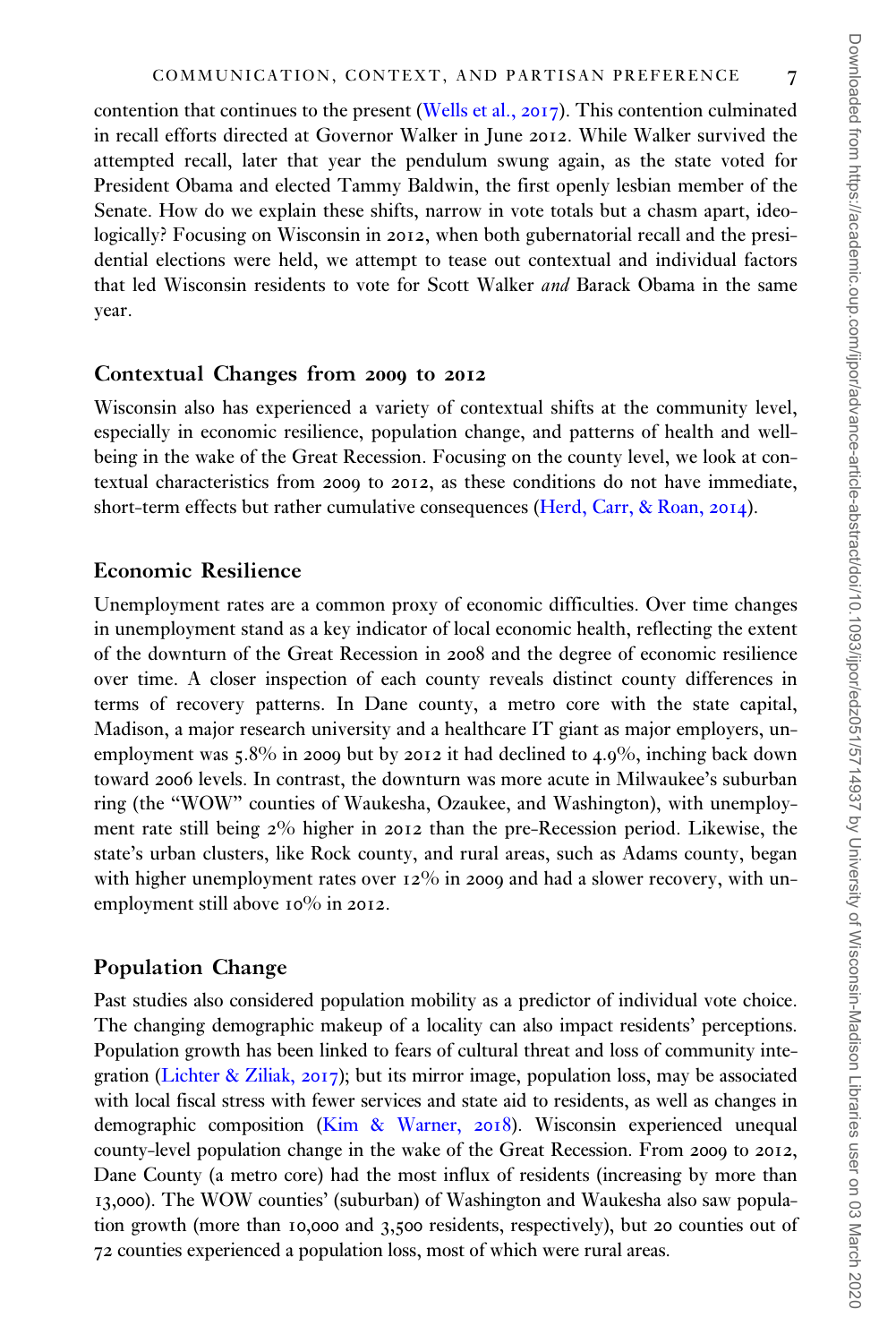contention that continues to the present (Wells et al., 2017). This contention culminated in recall efforts directed at Governor Walker in June 2012. While Walker survived the attempted recall, later that year the pendulum swung again, as the state voted for President Obama and elected Tammy Baldwin, the first openly lesbian member of the Senate. How do we explain these shifts, narrow in vote totals but a chasm apart, ideologically? Focusing on Wisconsin in 2012, when both gubernatorial recall and the presidential elections were held, we attempt to tease out contextual and individual factors that led Wisconsin residents to vote for Scott Walker *and* Barack Obama in the same year.

## Contextual Changes from 2009 to 2012

Wisconsin also has experienced a variety of contextual shifts at the community level, especially in economic resilience, population change, and patterns of health and well-being in the wake of the Great Recession. Focusing on the county level, we look at contextual characteristics from 2009 to 2012, as these conditions do not have immediate, short-term effects but rather cumulative consequences (Herd, Carr, & Roan, 2014).

## Economic Resilience

Unemployment rates are a common proxy of economic difficulties. Over time changes in unemployment stand as a key indicator of local economic health, reflecting the extent of the downturn of the Great Recession in 2008 and the degree of economic resilience over time. A closer inspection of each county reveals distinct county differences in terms of recovery patterns. In Dane county, a metro core with the state capital, Madison, a major research university and a healthcare IT giant as major employers, unemployment was 5.8% in 2009 but by 2012 it had declined to 4.9%, inching back down toward 2006 levels. In contrast, the downturn was more acute in Milwaukee's suburban ring (the "WOW" counties of Waukesha, Ozaukee, and Washington), with unemployment rate still being 2% higher in 2012 than the pre-Recession period. Likewise, the state's urban clusters, like Rock county, and rural areas, such as Adams county, began with higher unemployment rates over 12% in 2009 and had a slower recovery, with unemployment still above 10% in 2012.

## Population Change

Past studies also considered population mobility as a predictor of individual vote choice. The changing demographic makeup of a locality can also impact residents' perceptions. Population growth has been linked to fears of cultural threat and loss of community integration (Lichter & Ziliak, 2017); but its mirror image, population loss, may be associated with local fiscal stress with fewer services and state aid to residents, as well as changes in demographic composition (Kim & Warner, 2018). Wisconsin experienced unequal county-level population change in the wake of the Great Recession. From 2009 to 2012, Dane County (a metro core) had the most influx of residents (increasing by more than 13,000). The WOW counties' (suburban) of Washington and Waukesha also saw population growth (more than 10,000 and 3,500 residents, respectively), but 20 counties out of 72 counties experienced a population loss, most of which were rural areas.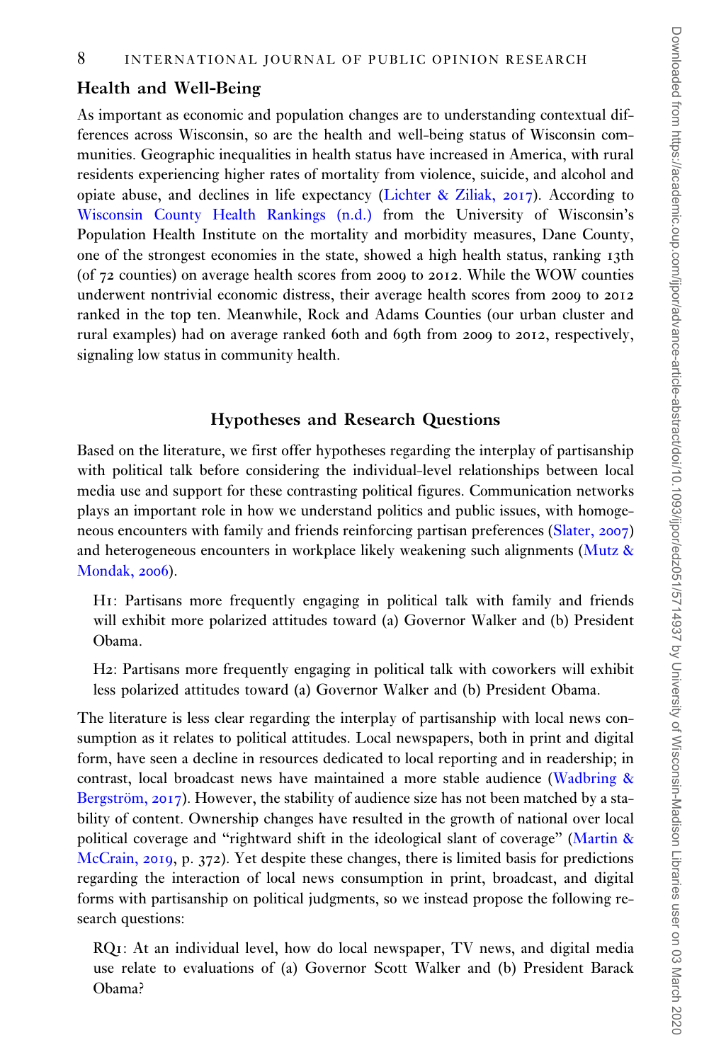## Health and Well-Being

As important as economic and population changes are to understanding contextual differences across Wisconsin, so are the health and well-being status of Wisconsin communities. Geographic inequalities in health status have increased in America, with rural residents experiencing higher rates of mortality from violence, suicide, and alcohol and opiate abuse, and declines in life expectancy (Lichter & Ziliak, 2017). According to Wisconsin County Health Rankings (n.d.) from the University of Wisconsin's Population Health Institute on the mortality and morbidity measures, Dane County, one of the strongest economies in the state, showed a high health status, ranking 13th (of 72 counties) on average health scores from 2009 to 2012. While the WOW counties underwent nontrivial economic distress, their average health scores from 2009 to 2012 ranked in the top ten. Meanwhile, Rock and Adams Counties (our urban cluster and rural examples) had on average ranked 60th and 69th from 2009 to 2012, respectively, signaling low status in community health.

## Hypotheses and Research Questions

Based on the literature, we first offer hypotheses regarding the interplay of partisanship with political talk before considering the individual-level relationships between local media use and support for these contrasting political figures. Communication networks plays an important role in how we understand politics and public issues, with homogeneous encounters with family and friends reinforcing partisan preferences (Slater, 2007) and heterogeneous encounters in workplace likely weakening such alignments (Mutz & Mondak, 2006).

H1: Partisans more frequently engaging in political talk with family and friends will exhibit more polarized attitudes toward (a) Governor Walker and (b) President Obama.

H2: Partisans more frequently engaging in political talk with coworkers will exhibit less polarized attitudes toward (a) Governor Walker and (b) President Obama.

The literature is less clear regarding the interplay of partisanship with local news consumption as it relates to political attitudes. Local newspapers, both in print and digital form, have seen a decline in resources dedicated to local reporting and in readership; in contrast, local broadcast news have maintained a more stable audience (Wadbring & Bergström, 2017). However, the stability of audience size has not been matched by a stability of content. Ownership changes have resulted in the growth of national over local political coverage and "rightward shift in the ideological slant of coverage" (Martin & McCrain, 2019, p. 372). Yet despite these changes, there is limited basis for predictions regarding the interaction of local news consumption in print, broadcast, and digital forms with partisanship on political judgments, so we instead propose the following research questions:

RQ1: At an individual level, how do local newspaper, TV news, and digital media use relate to evaluations of (a) Governor Scott Walker and (b) President Barack Obama?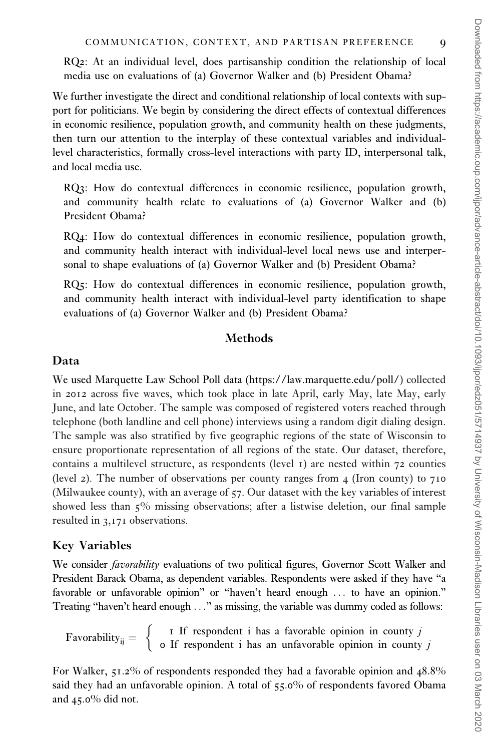RQ2: At an individual level, does partisanship condition the relationship of local media use on evaluations of (a) Governor Walker and (b) President Obama?

We further investigate the direct and conditional relationship of local contexts with support for politicians. We begin by considering the direct effects of contextual differences in economic resilience, population growth, and community health on these judgments, then turn our attention to the interplay of these contextual variables and individual-level characteristics, formally cross-level interactions with party ID, interpersonal talk, and local media use.

RQ3: How do contextual differences in economic resilience, population growth, and community health relate to evaluations of (a) Governor Walker and (b) President Obama?

RQ4: How do contextual differences in economic resilience, population growth, and community health interact with individual-level local news use and interpersonal to shape evaluations of (a) Governor Walker and (b) President Obama?

RQ5: How do contextual differences in economic resilience, population growth, and community health interact with individual-level party identification to shape evaluations of (a) Governor Walker and (b) President Obama?

## Methods

### Data

We used Marquette Law School Poll data (https://law.marquette.edu/poll/) collected in 2012 across five waves, which took place in late April, early May, late May, early June, and late October. The sample was composed of registered voters reached through telephone (both landline and cell phone) interviews using a random digit dialing design. The sample was also stratified by five geographic regions of the state of Wisconsin to ensure proportionate representation of all regions of the state. Our dataset, therefore, contains a multilevel structure, as respondents (level 1) are nested within 72 counties (level 2). The number of observations per county ranges from 4 (Iron county) to 710 (Milwaukee county), with an average of 57. Our dataset with the key variables of interest showed less than 5% missing observations; after a listwise deletion, our final sample resulted in 3,171 observations.

### Key Variables

We consider *favorability* evaluations of two political figures, Governor Scott Walker and President Barack Obama, as dependent variables. Respondents were asked if they have "a favorable or unfavorable opinion" or "haven't heard enough … to have an opinion." Treating "haven't heard enough …" as missing, the variable was dummy coded as follows:

$$\text{Favorability}_{ij} = \begin{cases} 1 \text{ If respondent i has a favorable opinion in county } j \\ 0 \text{ If respondent i has an unfavorable opinion in county } j \end{cases}$$

For Walker, 51.2% of respondents responded they had a favorable opinion and 48.8% said they had an unfavorable opinion. A total of 55.0% of respondents favored Obama and 45.0% did not.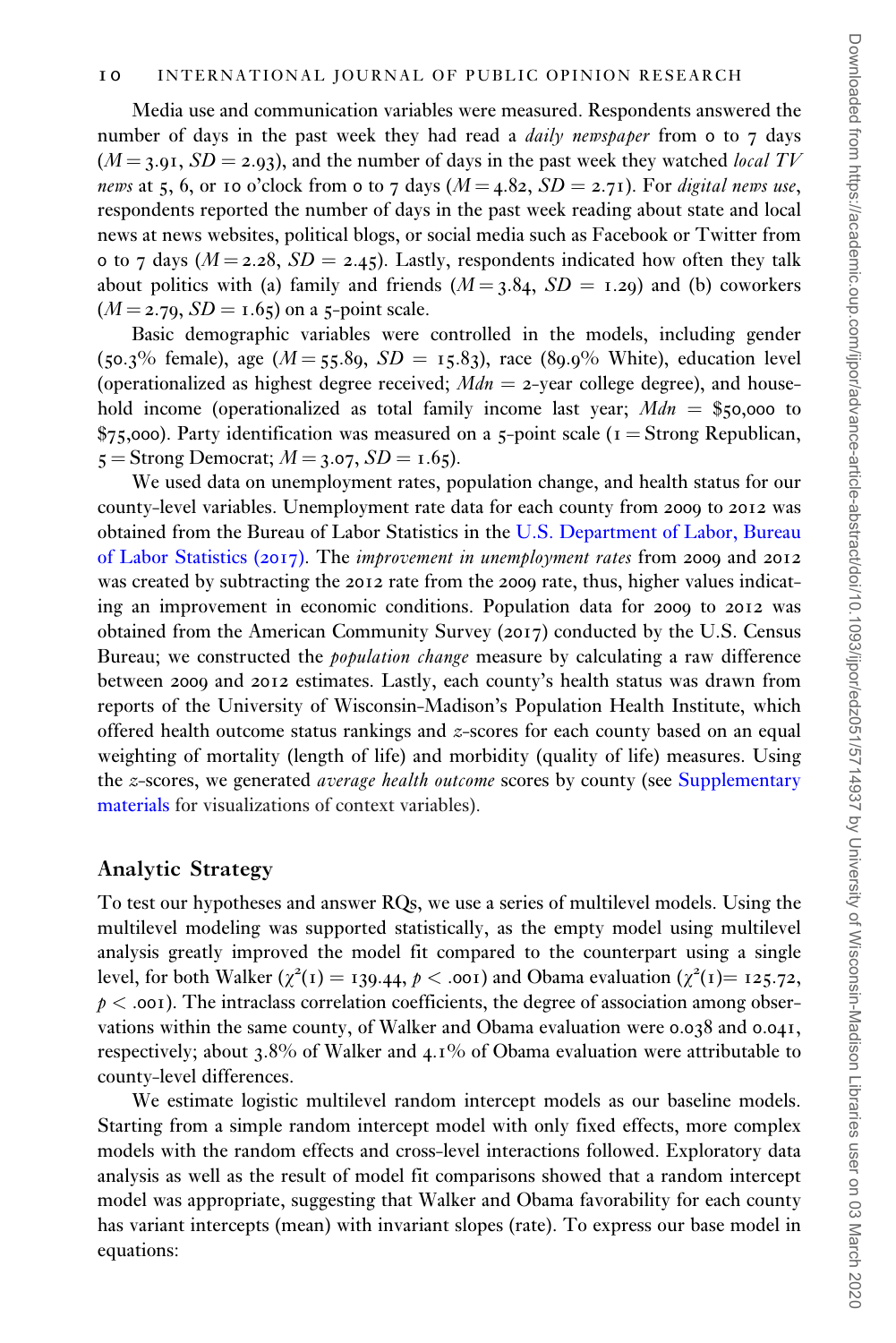Media use and communication variables were measured. Respondents answered the number of days in the past week they had read a *daily newspaper* from 0 to 7 days ($M = 3.91$, $SD = 2.93$), and the number of days in the past week they watched *local TV news* at 5, 6, or 10 o'clock from 0 to 7 days ($M = 4.82$, $SD = 2.71$). For *digital news use*, respondents reported the number of days in the past week reading about state and local news at news websites, political blogs, or social media such as Facebook or Twitter from 0 to 7 days ($M = 2.28$, $SD = 2.45$). Lastly, respondents indicated how often they talk about politics with (a) family and friends ($M = 3.84$, $SD = 1.29$) and (b) coworkers ($M = 2.79$, $SD = 1.65$) on a 5-point scale.

Basic demographic variables were controlled in the models, including gender (50.3% female), age ($M = 55.89$, $SD = 15.83$), race (89.9% White), education level (operationalized as highest degree received; $Mdn$ = 2-year college degree), and household income (operationalized as total family income last year; $Mdn$ = \$50,000 to \$75,000). Party identification was measured on a 5-point scale (1 = Strong Republican, 5 = Strong Democrat; $M = 3.07$, $SD = 1.65$).

We used data on unemployment rates, population change, and health status for our county-level variables. Unemployment rate data for each county from 2009 to 2012 was obtained from the Bureau of Labor Statistics in the U.S. Department of Labor, Bureau of Labor Statistics (2017). The *improvement in unemployment rates* from 2009 and 2012 was created by subtracting the 2012 rate from the 2009 rate, thus, higher values indicating an improvement in economic conditions. Population data for 2009 to 2012 was obtained from the American Community Survey (2017) conducted by the U.S. Census Bureau; we constructed the *population change* measure by calculating a raw difference between 2009 and 2012 estimates. Lastly, each county's health status was drawn from reports of the University of Wisconsin-Madison's Population Health Institute, which offered health outcome status rankings and *z*-scores for each county based on an equal weighting of mortality (length of life) and morbidity (quality of life) measures. Using the *z*-scores, we generated *average health outcome* scores by county (see Supplementary materials for visualizations of context variables).

## Analytic Strategy

To test our hypotheses and answer RQs, we use a series of multilevel models. Using the multilevel modeling was supported statistically, as the empty model using multilevel analysis greatly improved the model fit compared to the counterpart using a single level, for both Walker ($\chi^2(1) = 139.44$, $p < .001$) and Obama evaluation ($\chi^2(1) = 125.72$, $p < .001$). The intraclass correlation coefficients, the degree of association among observations within the same county, of Walker and Obama evaluation were 0.038 and 0.041, respectively; about 3.8% of Walker and 4.1% of Obama evaluation were attributable to county-level differences.

We estimate logistic multilevel random intercept models as our baseline models. Starting from a simple random intercept model with only fixed effects, more complex models with the random effects and cross-level interactions followed. Exploratory data analysis as well as the result of model fit comparisons showed that a random intercept model was appropriate, suggesting that Walker and Obama favorability for each county has variant intercepts (mean) with invariant slopes (rate). To express our base model in equations: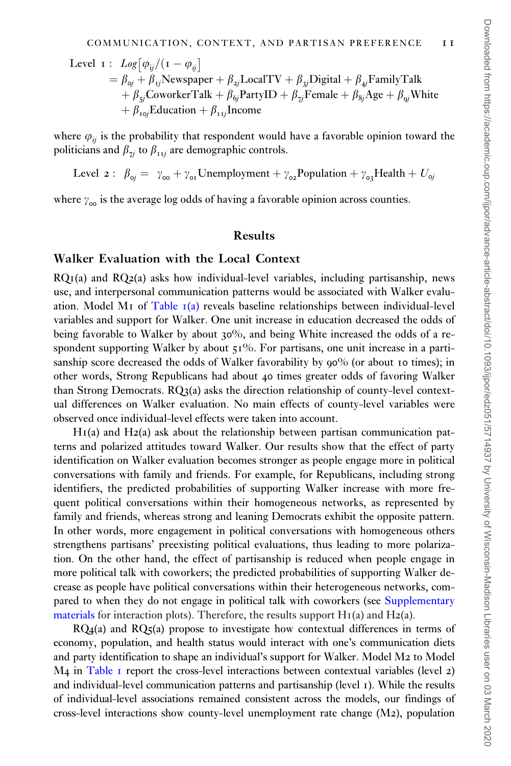$$\text{Level 1}: \; Log\left[\varphi_{ij}/(1-\varphi_{ij})\right] = \beta_{0j} + \beta_{1j}\text{Newspaper} + \beta_{2j}\text{LocalTV} + \beta_{3j}\text{Digital} + \beta_{4j}\text{FamilyTalk} + \beta_{5j}\text{CoworkerTalk} + \beta_{6j}\text{PartyID} + \beta_{7j}\text{Female} + \beta_{8j}\text{Age} + \beta_{9j}\text{White} + \beta_{10j}\text{Education} + \beta_{11j}\text{Income}$$

where $\varphi_{ij}$ is the probability that respondent would have a favorable opinion toward the politicians and $\beta_{7j}$ to $\beta_{11j}$ are demographic controls.

$$\text{Level 2}: \; \beta_{0j} = \gamma_{00} + \gamma_{01}\text{Unemployment} + \gamma_{02}\text{Population} + \gamma_{03}\text{Health} + U_{0j}$$

where $\gamma_{00}$ is the average log odds of having a favorable opinion across counties.

## Results

### Walker Evaluation with the Local Context

RQ1(a) and RQ2(a) asks how individual-level variables, including partisanship, news use, and interpersonal communication patterns would be associated with Walker evaluation. Model M1 of Table 1(a) reveals baseline relationships between individual-level variables and support for Walker. One unit increase in education decreased the odds of being favorable to Walker by about 30%, and being White increased the odds of a respondent supporting Walker by about 51%. For partisans, one unit increase in a partisanship score decreased the odds of Walker favorability by 90% (or about 10 times); in other words, Strong Republicans had about 40 times greater odds of favoring Walker than Strong Democrats. RQ3(a) asks the direction relationship of county-level contextual differences on Walker evaluation. No main effects of county-level variables were observed once individual-level effects were taken into account.

H1(a) and H2(a) ask about the relationship between partisan communication patterns and polarized attitudes toward Walker. Our results show that the effect of party identification on Walker evaluation becomes stronger as people engage more in political conversations with family and friends. For example, for Republicans, including strong identifiers, the predicted probabilities of supporting Walker increase with more frequent political conversations within their homogeneous networks, as represented by family and friends, whereas strong and leaning Democrats exhibit the opposite pattern. In other words, more engagement in political conversations with homogeneous others strengthens partisans' preexisting political evaluations, thus leading to more polarization. On the other hand, the effect of partisanship is reduced when people engage in more political talk with coworkers; the predicted probabilities of supporting Walker decrease as people have political conversations within their heterogeneous networks, compared to when they do not engage in political talk with coworkers (see Supplementary materials for interaction plots). Therefore, the results support H1(a) and H2(a).

RQ4(a) and RQ5(a) propose to investigate how contextual differences in terms of economy, population, and health status would interact with one's communication diets and party identification to shape an individual's support for Walker. Model M2 to Model M4 in Table 1 report the cross-level interactions between contextual variables (level 2) and individual-level communication patterns and partisanship (level 1). While the results of individual-level associations remained consistent across the models, our findings of cross-level interactions show county-level unemployment rate change (M2), population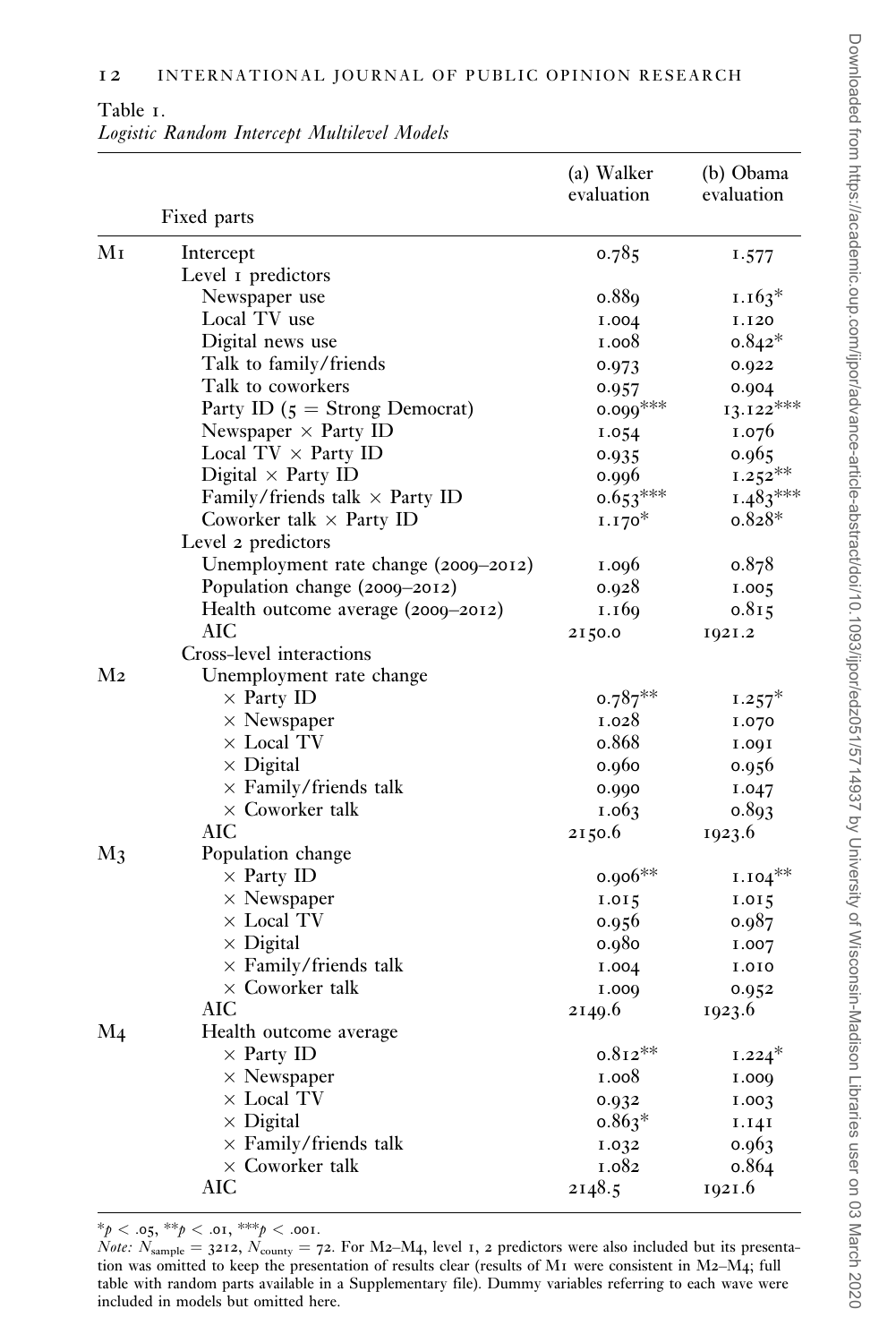Table 1.
*Logistic Random Intercept Multilevel Models*

| | Fixed parts | (a) Walker evaluation | (b) Obama evaluation |
|---|---|---|---|
| M1 | Intercept | 0.785 | 1.577 |
| | Level 1 predictors | | |
| | Newspaper use | 0.889 | 1.163* |
| | Local TV use | 1.004 | 1.120 |
| | Digital news use | 1.008 | 0.842* |
| | Talk to family/friends | 0.973 | 0.922 |
| | Talk to coworkers | 0.957 | 0.904 |
| | Party ID (5 = Strong Democrat) | 0.099*** | 13.122*** |
| | Newspaper × Party ID | 1.054 | 1.076 |
| | Local TV × Party ID | 0.935 | 0.965 |
| | Digital × Party ID | 0.996 | 1.252** |
| | Family/friends talk × Party ID | 0.653*** | 1.483*** |
| | Coworker talk × Party ID | 1.170* | 0.828* |
| | Level 2 predictors | | |
| | Unemployment rate change (2009–2012) | 1.096 | 0.878 |
| | Population change (2009–2012) | 0.928 | 1.005 |
| | Health outcome average (2009–2012) | 1.169 | 0.815 |
| | AIC | 2150.0 | 1921.2 |
| | Cross-level interactions | | |
| M2 | Unemployment rate change | | |
| | × Party ID | 0.787** | 1.257* |
| | × Newspaper | 1.028 | 1.070 |
| | × Local TV | 0.868 | 1.091 |
| | × Digital | 0.960 | 0.956 |
| | × Family/friends talk | 0.990 | 1.047 |
| | × Coworker talk | 1.063 | 0.893 |
| | AIC | 2150.6 | 1923.6 |
| M3 | Population change | | |
| | × Party ID | 0.906** | 1.104** |
| | × Newspaper | 1.015 | 1.015 |
| | × Local TV | 0.956 | 0.987 |
| | × Digital | 0.980 | 1.007 |
| | × Family/friends talk | 1.004 | 1.010 |
| | × Coworker talk | 1.009 | 0.952 |
| | AIC | 2149.6 | 1923.6 |
| M4 | Health outcome average | | |
| | × Party ID | 0.812** | 1.224* |
| | × Newspaper | 1.008 | 1.009 |
| | × Local TV | 0.932 | 1.003 |
| | × Digital | 0.863* | 1.141 |
| | × Family/friends talk | 1.032 | 0.963 |
| | × Coworker talk | 1.082 | 0.864 |
| | AIC | 2148.5 | 1921.6 |

*$p < .05$, **$p < .01$, ***$p < .001$.

*Note:* $N_{\text{sample}} = 3212$, $N_{\text{county}} = 72$. For M2–M4, level 1, 2 predictors were also included but its presentation was omitted to keep the presentation of results clear (results of M1 were consistent in M2–M4; full table with random parts available in a Supplementary file). Dummy variables referring to each wave were included in models but omitted here.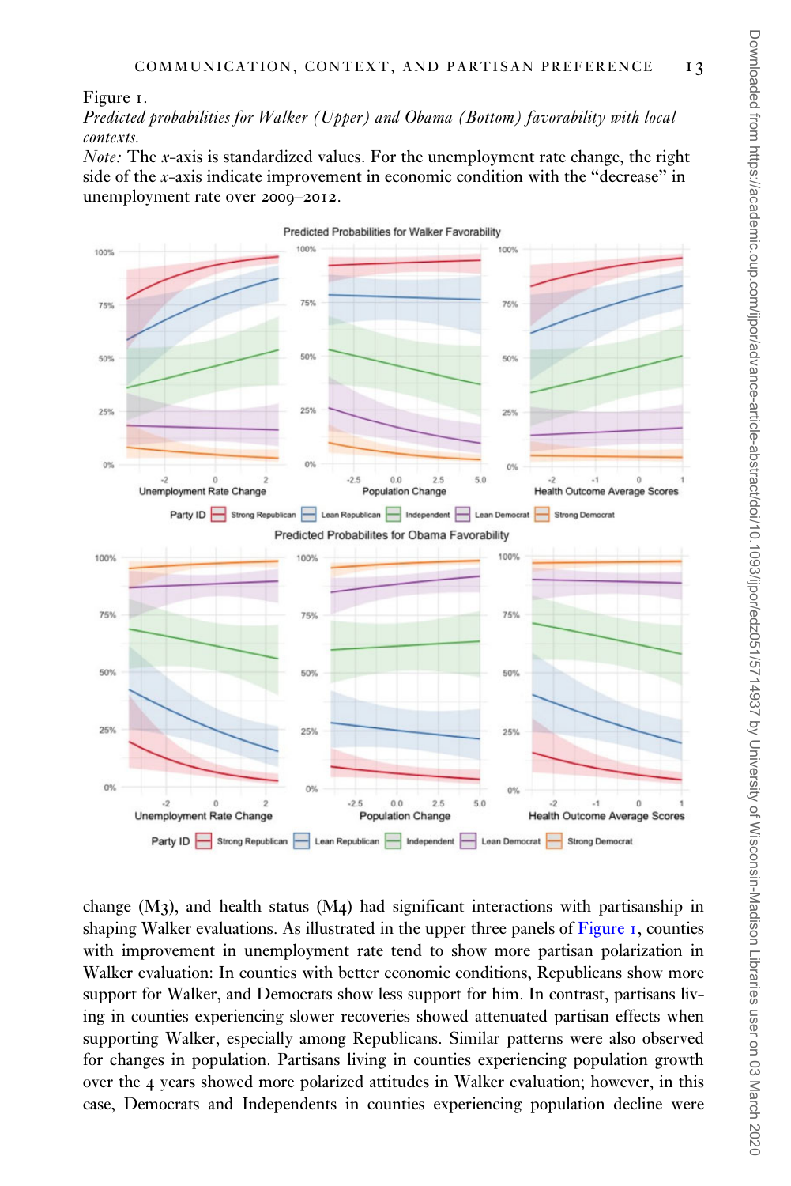Figure 1.

*Predicted probabilities for Walker (Upper) and Obama (Bottom) favorability with local contexts.*

*Note:* The *x*-axis is standardized values. For the unemployment rate change, the right side of the *x*-axis indicate improvement in economic condition with the "decrease" in unemployment rate over 2009–2012.

change (M3), and health status (M4) had significant interactions with partisanship in shaping Walker evaluations. As illustrated in the upper three panels of Figure 1, counties with improvement in unemployment rate tend to show more partisan polarization in Walker evaluation: In counties with better economic conditions, Republicans show more support for Walker, and Democrats show less support for him. In contrast, partisans living in counties experiencing slower recoveries showed attenuated partisan effects when supporting Walker, especially among Republicans. Similar patterns were also observed for changes in population. Partisans living in counties experiencing population growth over the 4 years showed more polarized attitudes in Walker evaluation; however, in this case, Democrats and Independents in counties experiencing population decline were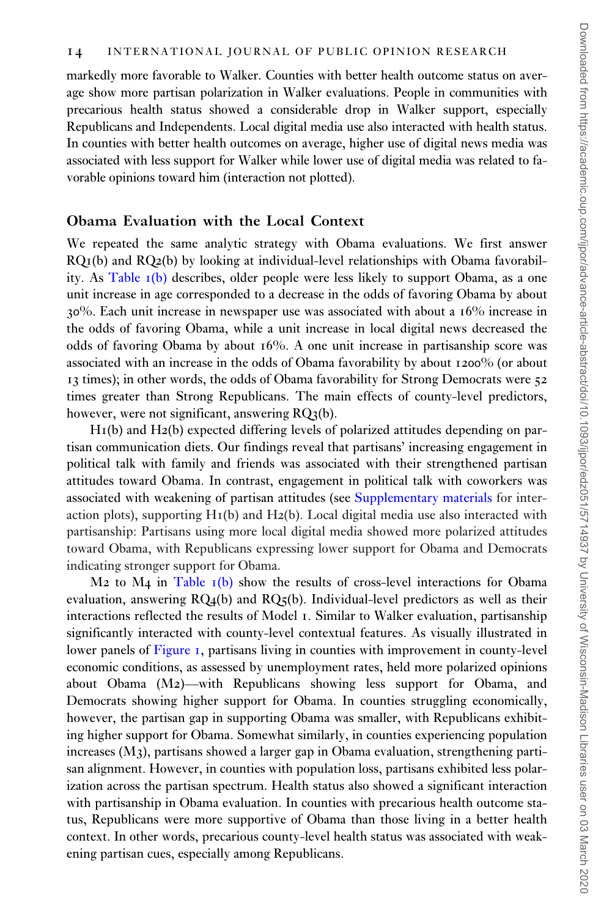markedly more favorable to Walker. Counties with better health outcome status on average show more partisan polarization in Walker evaluations. People in communities with precarious health status showed a considerable drop in Walker support, especially Republicans and Independents. Local digital media use also interacted with health status. In counties with better health outcomes on average, higher use of digital news media was associated with less support for Walker while lower use of digital media was related to favorable opinions toward him (interaction not plotted).

## Obama Evaluation with the Local Context

We repeated the same analytic strategy with Obama evaluations. We first answer RQ1(b) and RQ2(b) by looking at individual-level relationships with Obama favorability. As Table 1(b) describes, older people were less likely to support Obama, as a one unit increase in age corresponded to a decrease in the odds of favoring Obama by about 30%. Each unit increase in newspaper use was associated with about a 16% increase in the odds of favoring Obama, while a unit increase in local digital news decreased the odds of favoring Obama by about 16%. A one unit increase in partisanship score was associated with an increase in the odds of Obama favorability by about 1200% (or about 13 times); in other words, the odds of Obama favorability for Strong Democrats were 52 times greater than Strong Republicans. The main effects of county-level predictors, however, were not significant, answering RQ3(b).

H1(b) and H2(b) expected differing levels of polarized attitudes depending on partisan communication diets. Our findings reveal that partisans' increasing engagement in political talk with family and friends was associated with their strengthened partisan attitudes toward Obama. In contrast, engagement in political talk with coworkers was associated with weakening of partisan attitudes (see Supplementary materials for interaction plots), supporting H1(b) and H2(b). Local digital media use also interacted with partisanship: Partisans using more local digital media showed more polarized attitudes toward Obama, with Republicans expressing lower support for Obama and Democrats indicating stronger support for Obama.

M2 to M4 in Table 1(b) show the results of cross-level interactions for Obama evaluation, answering RQ4(b) and RQ5(b). Individual-level predictors as well as their interactions reflected the results of Model 1. Similar to Walker evaluation, partisanship significantly interacted with county-level contextual features. As visually illustrated in lower panels of Figure 1, partisans living in counties with improvement in county-level economic conditions, as assessed by unemployment rates, held more polarized opinions about Obama (M2)—with Republicans showing less support for Obama, and Democrats showing higher support for Obama. In counties struggling economically, however, the partisan gap in supporting Obama was smaller, with Republicans exhibiting higher support for Obama. Somewhat similarly, in counties experiencing population increases (M3), partisans showed a larger gap in Obama evaluation, strengthening partisan alignment. However, in counties with population loss, partisans exhibited less polarization across the partisan spectrum. Health status also showed a significant interaction with partisanship in Obama evaluation. In counties with precarious health outcome status, Republicans were more supportive of Obama than those living in a better health context. In other words, precarious county-level health status was associated with weakening partisan cues, especially among Republicans.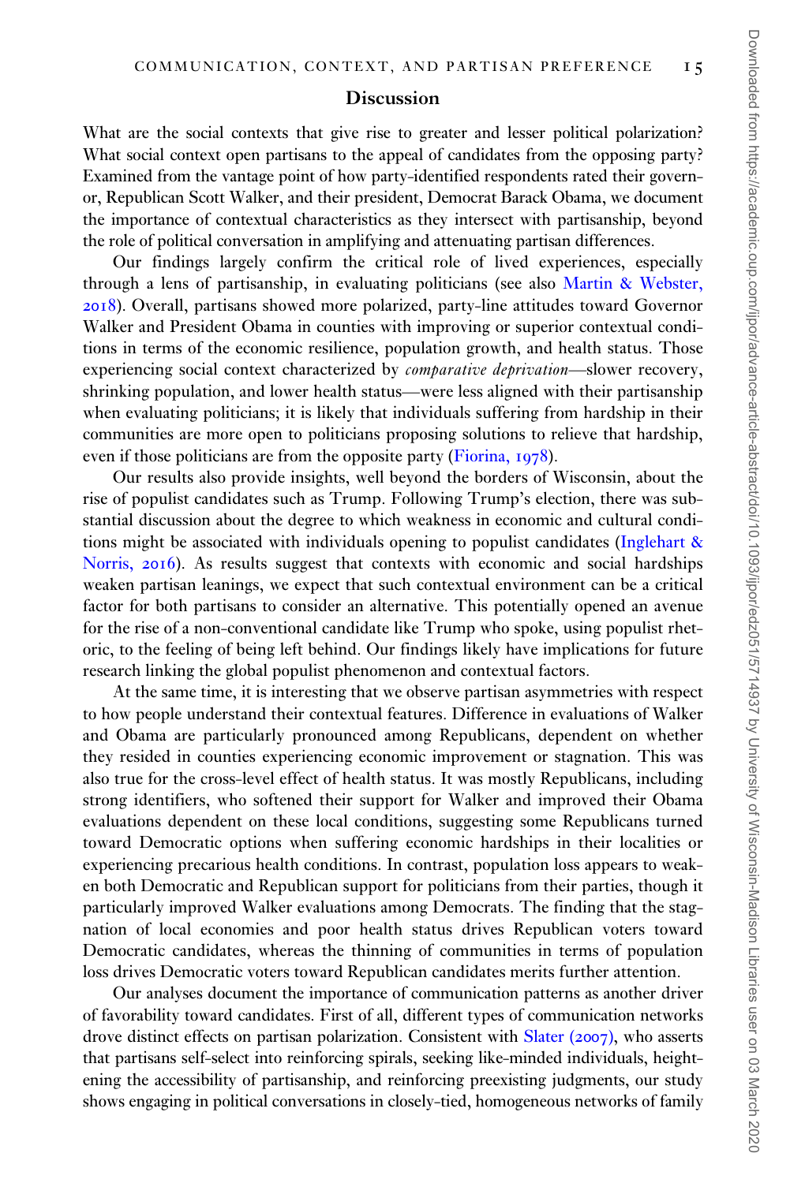## Discussion

What are the social contexts that give rise to greater and lesser political polarization? What social context open partisans to the appeal of candidates from the opposing party? Examined from the vantage point of how party-identified respondents rated their governor, Republican Scott Walker, and their president, Democrat Barack Obama, we document the importance of contextual characteristics as they intersect with partisanship, beyond the role of political conversation in amplifying and attenuating partisan differences.

Our findings largely confirm the critical role of lived experiences, especially through a lens of partisanship, in evaluating politicians (see also Martin & Webster, 2018). Overall, partisans showed more polarized, party-line attitudes toward Governor Walker and President Obama in counties with improving or superior contextual conditions in terms of the economic resilience, population growth, and health status. Those experiencing social context characterized by *comparative deprivation*—slower recovery, shrinking population, and lower health status—were less aligned with their partisanship when evaluating politicians; it is likely that individuals suffering from hardship in their communities are more open to politicians proposing solutions to relieve that hardship, even if those politicians are from the opposite party (Fiorina, 1978).

Our results also provide insights, well beyond the borders of Wisconsin, about the rise of populist candidates such as Trump. Following Trump's election, there was substantial discussion about the degree to which weakness in economic and cultural conditions might be associated with individuals opening to populist candidates (Inglehart & Norris, 2016). As results suggest that contexts with economic and social hardships weaken partisan leanings, we expect that such contextual environment can be a critical factor for both partisans to consider an alternative. This potentially opened an avenue for the rise of a non-conventional candidate like Trump who spoke, using populist rhetoric, to the feeling of being left behind. Our findings likely have implications for future research linking the global populist phenomenon and contextual factors.

At the same time, it is interesting that we observe partisan asymmetries with respect to how people understand their contextual features. Difference in evaluations of Walker and Obama are particularly pronounced among Republicans, dependent on whether they resided in counties experiencing economic improvement or stagnation. This was also true for the cross-level effect of health status. It was mostly Republicans, including strong identifiers, who softened their support for Walker and improved their Obama evaluations dependent on these local conditions, suggesting some Republicans turned toward Democratic options when suffering economic hardships in their localities or experiencing precarious health conditions. In contrast, population loss appears to weaken both Democratic and Republican support for politicians from their parties, though it particularly improved Walker evaluations among Democrats. The finding that the stagnation of local economies and poor health status drives Republican voters toward Democratic candidates, whereas the thinning of communities in terms of population loss drives Democratic voters toward Republican candidates merits further attention.

Our analyses document the importance of communication patterns as another driver of favorability toward candidates. First of all, different types of communication networks drove distinct effects on partisan polarization. Consistent with Slater (2007), who asserts that partisans self-select into reinforcing spirals, seeking like-minded individuals, heightening the accessibility of partisanship, and reinforcing preexisting judgments, our study shows engaging in political conversations in closely-tied, homogeneous networks of family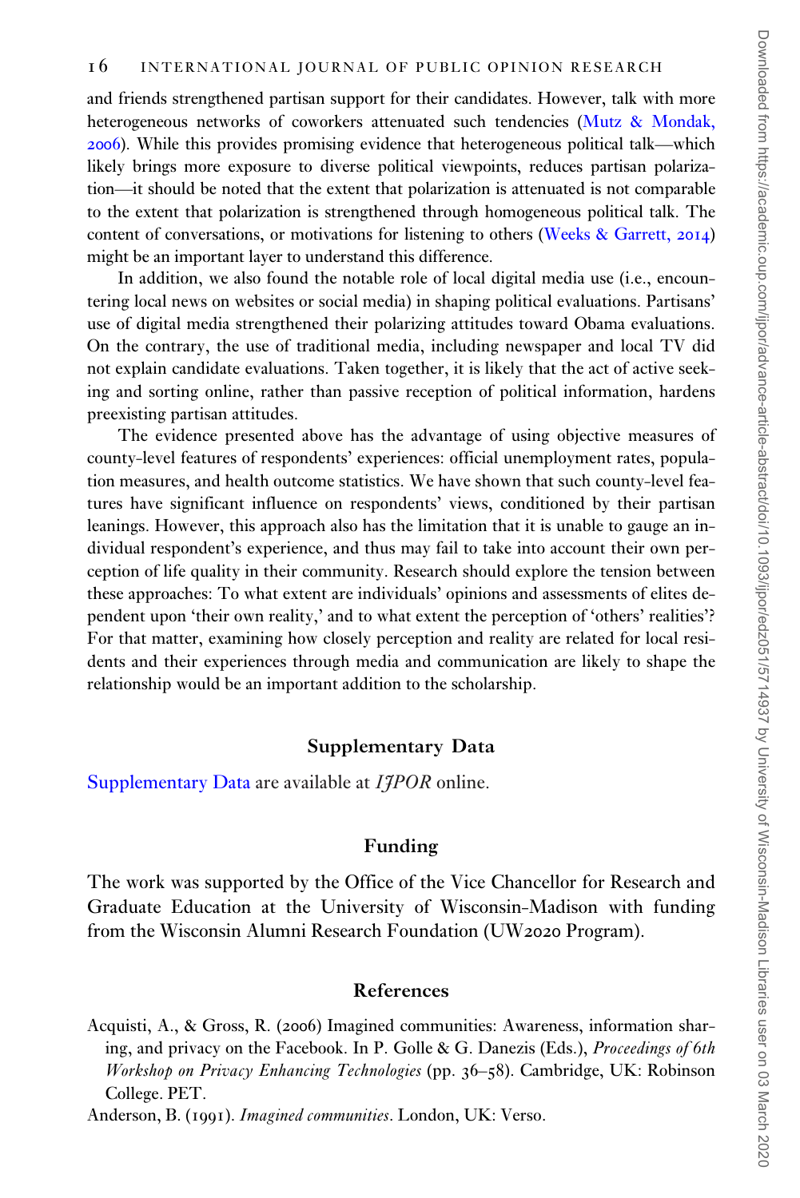and friends strengthened partisan support for their candidates. However, talk with more heterogeneous networks of coworkers attenuated such tendencies (Mutz & Mondak, 2006). While this provides promising evidence that heterogeneous political talk—which likely brings more exposure to diverse political viewpoints, reduces partisan polarization—it should be noted that the extent that polarization is attenuated is not comparable to the extent that polarization is strengthened through homogeneous political talk. The content of conversations, or motivations for listening to others (Weeks & Garrett, 2014) might be an important layer to understand this difference.

In addition, we also found the notable role of local digital media use (i.e., encountering local news on websites or social media) in shaping political evaluations. Partisans' use of digital media strengthened their polarizing attitudes toward Obama evaluations. On the contrary, the use of traditional media, including newspaper and local TV did not explain candidate evaluations. Taken together, it is likely that the act of active seeking and sorting online, rather than passive reception of political information, hardens preexisting partisan attitudes.

The evidence presented above has the advantage of using objective measures of county-level features of respondents' experiences: official unemployment rates, population measures, and health outcome statistics. We have shown that such county-level features have significant influence on respondents' views, conditioned by their partisan leanings. However, this approach also has the limitation that it is unable to gauge an individual respondent's experience, and thus may fail to take into account their own perception of life quality in their community. Research should explore the tension between these approaches: To what extent are individuals' opinions and assessments of elites dependent upon 'their own reality,' and to what extent the perception of 'others' realities'? For that matter, examining how closely perception and reality are related for local residents and their experiences through media and communication are likely to shape the relationship would be an important addition to the scholarship.

## Supplementary Data

Supplementary Data are available at *IJPOR* online.

## Funding

The work was supported by the Office of the Vice Chancellor for Research and Graduate Education at the University of Wisconsin-Madison with funding from the Wisconsin Alumni Research Foundation (UW2020 Program).

## References

Acquisti, A., & Gross, R. (2006) Imagined communities: Awareness, information sharing, and privacy on the Facebook. In P. Golle & G. Danezis (Eds.), *Proceedings of 6th Workshop on Privacy Enhancing Technologies* (pp. 36–58). Cambridge, UK: Robinson College. PET.

Anderson, B. (1991). *Imagined communities*. London, UK: Verso.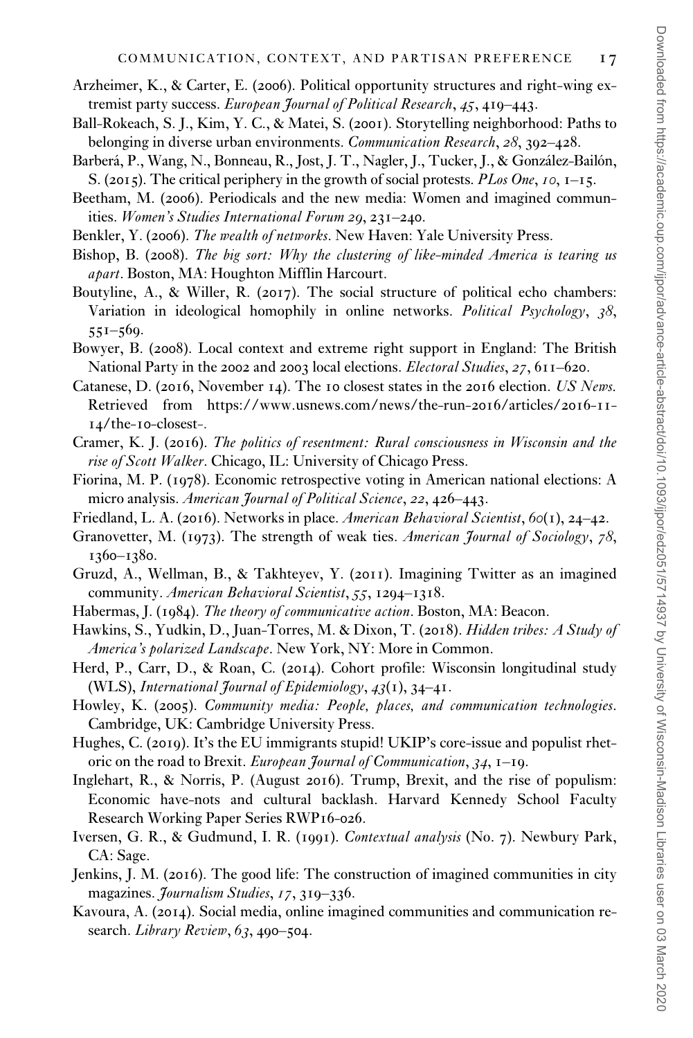Arzheimer, K., & Carter, E. (2006). Political opportunity structures and right-wing extremist party success. *European Journal of Political Research*, *45*, 419–443.

Ball-Rokeach, S. J., Kim, Y. C., & Matei, S. (2001). Storytelling neighborhood: Paths to belonging in diverse urban environments. *Communication Research*, *28*, 392–428.

Barberá, P., Wang, N., Bonneau, R., Jost, J. T., Nagler, J., Tucker, J., & González-Bailón, S. (2015). The critical periphery in the growth of social protests. *PLos One*, *10*, 1–15.

Beetham, M. (2006). Periodicals and the new media: Women and imagined communities. *Women's Studies International Forum 29*, 231–240.

Benkler, Y. (2006). *The wealth of networks*. New Haven: Yale University Press.

Bishop, B. (2008). *The big sort: Why the clustering of like-minded America is tearing us apart*. Boston, MA: Houghton Mifflin Harcourt.

Boutyline, A., & Willer, R. (2017). The social structure of political echo chambers: Variation in ideological homophily in online networks. *Political Psychology*, *38*, 551–569.

Bowyer, B. (2008). Local context and extreme right support in England: The British National Party in the 2002 and 2003 local elections. *Electoral Studies*, *27*, 611–620.

Catanese, D. (2016, November 14). The 10 closest states in the 2016 election. *US News.* Retrieved from https://www.usnews.com/news/the-run-2016/articles/2016-11-14/the-10-closest-.

Cramer, K. J. (2016). *The politics of resentment: Rural consciousness in Wisconsin and the rise of Scott Walker*. Chicago, IL: University of Chicago Press.

Fiorina, M. P. (1978). Economic retrospective voting in American national elections: A micro analysis. *American Journal of Political Science*, *22*, 426–443.

Friedland, L. A. (2016). Networks in place. *American Behavioral Scientist*, *60*(1), 24–42.

Granovetter, M. (1973). The strength of weak ties. *American Journal of Sociology*, *78*, 1360–1380.

Gruzd, A., Wellman, B., & Takhteyev, Y. (2011). Imagining Twitter as an imagined community. *American Behavioral Scientist*, *55*, 1294–1318.

Habermas, J. (1984). *The theory of communicative action*. Boston, MA: Beacon.

Hawkins, S., Yudkin, D., Juan-Torres, M. & Dixon, T. (2018). *Hidden tribes: A Study of America's polarized Landscape*. New York, NY: More in Common.

Herd, P., Carr, D., & Roan, C. (2014). Cohort profile: Wisconsin longitudinal study (WLS), *International Journal of Epidemiology*, *43*(1), 34–41.

Howley, K. (2005). *Community media: People, places, and communication technologies*. Cambridge, UK: Cambridge University Press.

Hughes, C. (2019). It's the EU immigrants stupid! UKIP's core-issue and populist rhetoric on the road to Brexit. *European Journal of Communication*, *34*, 1–19.

Inglehart, R., & Norris, P. (August 2016). Trump, Brexit, and the rise of populism: Economic have-nots and cultural backlash. Harvard Kennedy School Faculty Research Working Paper Series RWP16-026.

Iversen, G. R., & Gudmund, I. R. (1991). *Contextual analysis* (No. 7). Newbury Park, CA: Sage.

Jenkins, J. M. (2016). The good life: The construction of imagined communities in city magazines. *Journalism Studies*, *17*, 319–336.

Kavoura, A. (2014). Social media, online imagined communities and communication research. *Library Review*, *63*, 490–504.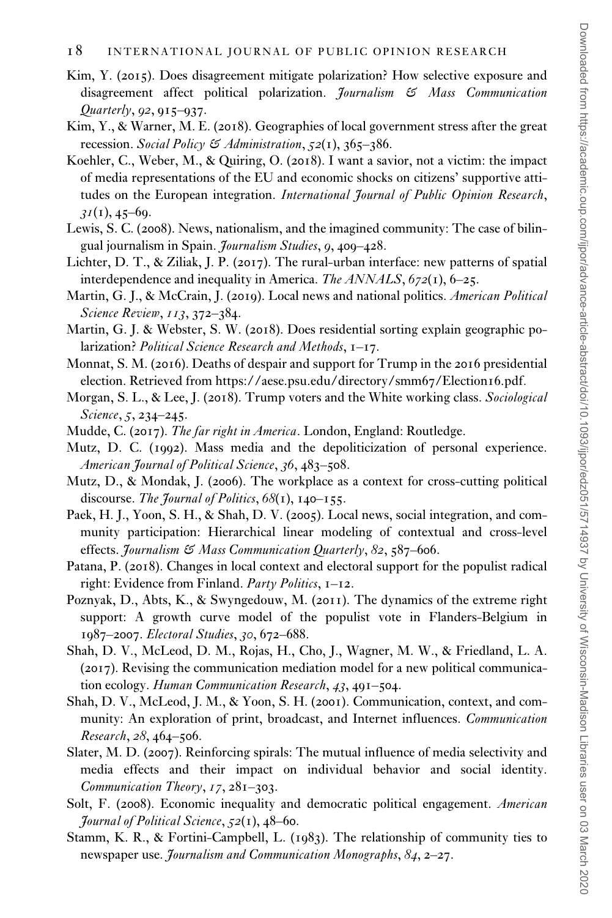Kim, Y. (2015). Does disagreement mitigate polarization? How selective exposure and disagreement affect political polarization. *Journalism & Mass Communication Quarterly*, *92*, 915–937.

Kim, Y., & Warner, M. E. (2018). Geographies of local government stress after the great recession. *Social Policy & Administration*, *52*(1), 365–386.

Koehler, C., Weber, M., & Quiring, O. (2018). I want a savior, not a victim: the impact of media representations of the EU and economic shocks on citizens' supportive attitudes on the European integration. *International Journal of Public Opinion Research*, *31*(1), 45–69.

Lewis, S. C. (2008). News, nationalism, and the imagined community: The case of bilingual journalism in Spain. *Journalism Studies*, *9*, 409–428.

Lichter, D. T., & Ziliak, J. P. (2017). The rural-urban interface: new patterns of spatial interdependence and inequality in America. *The ANNALS*, *672*(1), 6–25.

Martin, G. J., & McCrain, J. (2019). Local news and national politics. *American Political Science Review*, *113*, 372–384.

Martin, G. J. & Webster, S. W. (2018). Does residential sorting explain geographic polarization? *Political Science Research and Methods*, 1–17.

Monnat, S. M. (2016). Deaths of despair and support for Trump in the 2016 presidential election. Retrieved from https://aese.psu.edu/directory/smm67/Election16.pdf.

Morgan, S. L., & Lee, J. (2018). Trump voters and the White working class. *Sociological Science*, *5*, 234–245.

Mudde, C. (2017). *The far right in America*. London, England: Routledge.

Mutz, D. C. (1992). Mass media and the depoliticization of personal experience. *American Journal of Political Science*, *36*, 483–508.

Mutz, D., & Mondak, J. (2006). The workplace as a context for cross-cutting political discourse. *The Journal of Politics*, *68*(1), 140–155.

Paek, H. J., Yoon, S. H., & Shah, D. V. (2005). Local news, social integration, and community participation: Hierarchical linear modeling of contextual and cross-level effects. *Journalism & Mass Communication Quarterly*, *82*, 587–606.

Patana, P. (2018). Changes in local context and electoral support for the populist radical right: Evidence from Finland. *Party Politics*, 1–12.

Poznyak, D., Abts, K., & Swyngedouw, M. (2011). The dynamics of the extreme right support: A growth curve model of the populist vote in Flanders-Belgium in 1987–2007. *Electoral Studies*, *30*, 672–688.

Shah, D. V., McLeod, D. M., Rojas, H., Cho, J., Wagner, M. W., & Friedland, L. A. (2017). Revising the communication mediation model for a new political communication ecology. *Human Communication Research*, *43*, 491–504.

Shah, D. V., McLeod, J. M., & Yoon, S. H. (2001). Communication, context, and community: An exploration of print, broadcast, and Internet influences. *Communication Research*, *28*, 464–506.

Slater, M. D. (2007). Reinforcing spirals: The mutual influence of media selectivity and media effects and their impact on individual behavior and social identity. *Communication Theory*, *17*, 281–303.

Solt, F. (2008). Economic inequality and democratic political engagement. *American Journal of Political Science*, *52*(1), 48–60.

Stamm, K. R., & Fortini-Campbell, L. (1983). The relationship of community ties to newspaper use. *Journalism and Communication Monographs*, *84*, 2–27.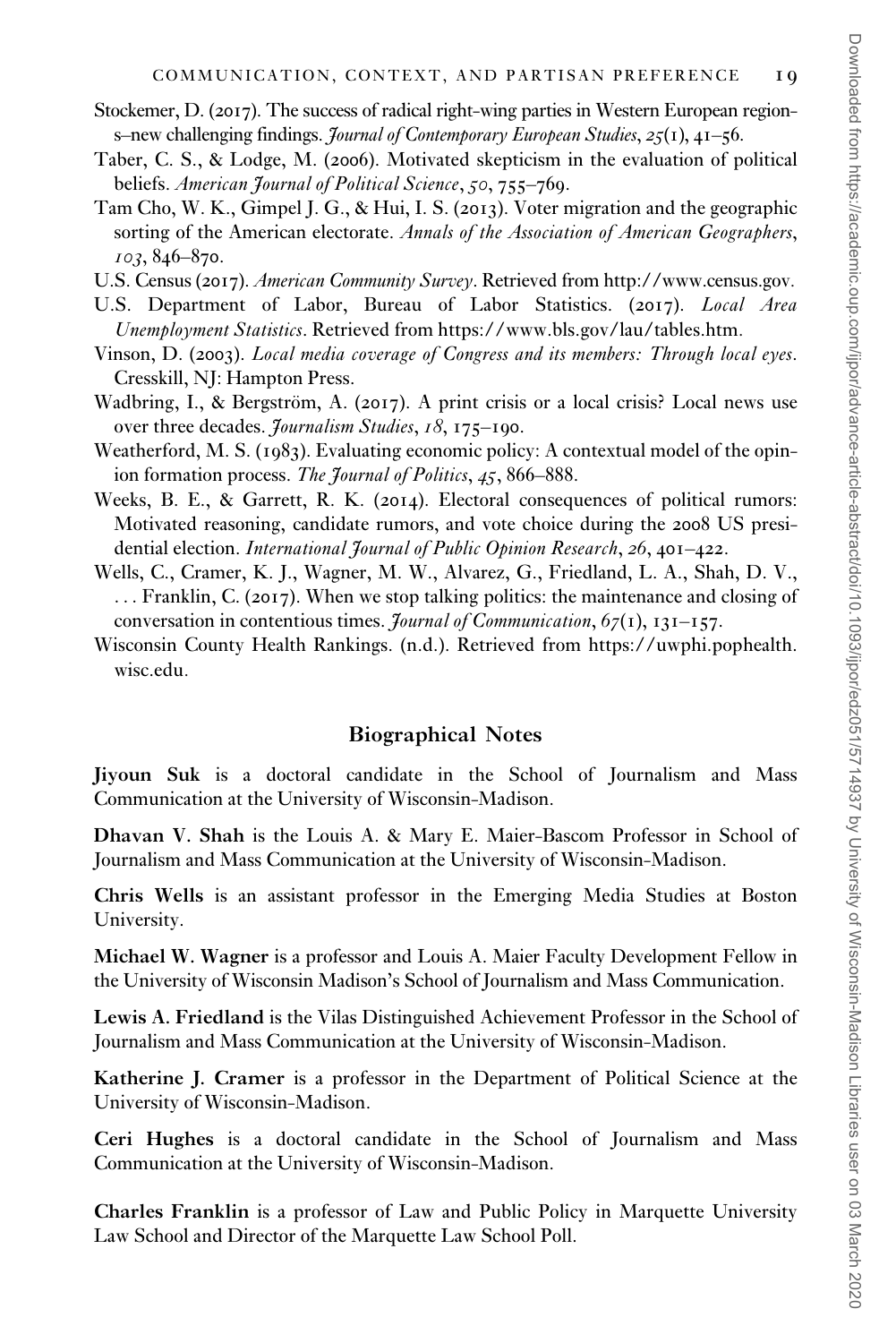Stockemer, D. (2017). The success of radical right-wing parties in Western European regions–new challenging findings. *Journal of Contemporary European Studies*, *25*(1), 41–56.

Taber, C. S., & Lodge, M. (2006). Motivated skepticism in the evaluation of political beliefs. *American Journal of Political Science*, *50*, 755–769.

Tam Cho, W. K., Gimpel J. G., & Hui, I. S. (2013). Voter migration and the geographic sorting of the American electorate. *Annals of the Association of American Geographers*, *103*, 846–870.

U.S. Census (2017). *American Community Survey*. Retrieved from http://www.census.gov.

U.S. Department of Labor, Bureau of Labor Statistics. (2017). *Local Area Unemployment Statistics*. Retrieved from https://www.bls.gov/lau/tables.htm.

Vinson, D. (2003). *Local media coverage of Congress and its members: Through local eyes*. Cresskill, NJ: Hampton Press.

Wadbring, I., & Bergström, A. (2017). A print crisis or a local crisis? Local news use over three decades. *Journalism Studies*, *18*, 175–190.

Weatherford, M. S. (1983). Evaluating economic policy: A contextual model of the opinion formation process. *The Journal of Politics*, *45*, 866–888.

Weeks, B. E., & Garrett, R. K. (2014). Electoral consequences of political rumors: Motivated reasoning, candidate rumors, and vote choice during the 2008 US presidential election. *International Journal of Public Opinion Research*, *26*, 401–422.

Wells, C., Cramer, K. J., Wagner, M. W., Alvarez, G., Friedland, L. A., Shah, D. V., ... Franklin, C. (2017). When we stop talking politics: the maintenance and closing of conversation in contentious times. *Journal of Communication*, *67*(1), 131–157.

Wisconsin County Health Rankings. (n.d.). Retrieved from https://uwphi.pophealth.wisc.edu.

## Biographical Notes

**Jiyoun Suk** is a doctoral candidate in the School of Journalism and Mass Communication at the University of Wisconsin-Madison.

**Dhavan V. Shah** is the Louis A. & Mary E. Maier-Bascom Professor in School of Journalism and Mass Communication at the University of Wisconsin-Madison.

**Chris Wells** is an assistant professor in the Emerging Media Studies at Boston University.

**Michael W. Wagner** is a professor and Louis A. Maier Faculty Development Fellow in the University of Wisconsin Madison's School of Journalism and Mass Communication.

**Lewis A. Friedland** is the Vilas Distinguished Achievement Professor in the School of Journalism and Mass Communication at the University of Wisconsin-Madison.

**Katherine J. Cramer** is a professor in the Department of Political Science at the University of Wisconsin-Madison.

**Ceri Hughes** is a doctoral candidate in the School of Journalism and Mass Communication at the University of Wisconsin-Madison.

**Charles Franklin** is a professor of Law and Public Policy in Marquette University Law School and Director of the Marquette Law School Poll.